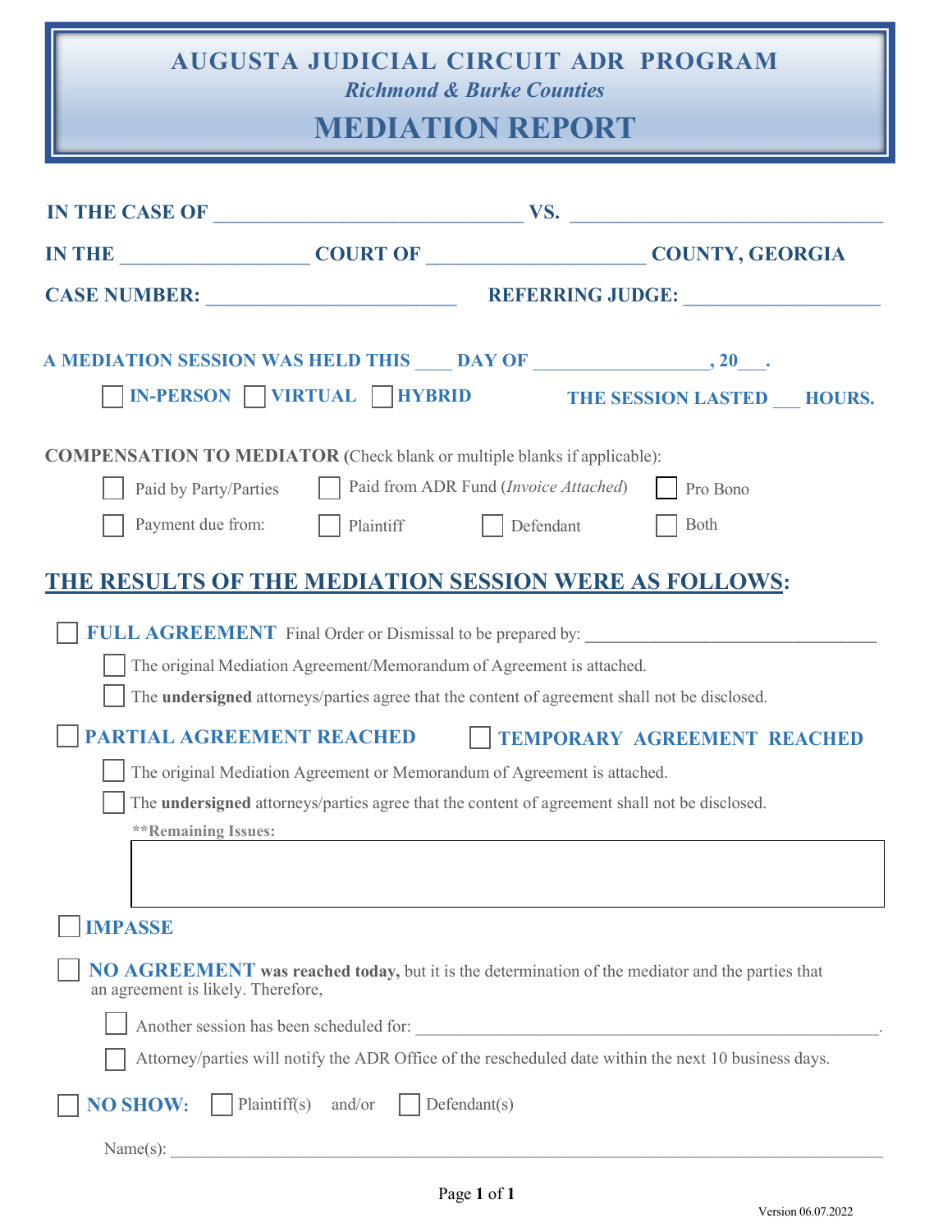# AUGUSTA JUDICIAL CIRCUIT ADR PROGRAM

*Richmond & Burke Counties*

# MEDIATION REPORT

**IN THE CASE OF** ______________________________ **VS.** ______________________________

**IN THE** __________________ **COURT OF** _____________________ **COUNTY, GEORGIA**

**CASE NUMBER:** ________________________ **REFERRING JUDGE:** ___________________

**A MEDIATION SESSION WAS HELD THIS** ____ **DAY OF** _________________, **20**___.

☐ **IN-PERSON** ☐ **VIRTUAL** ☐ **HYBRID** **THE SESSION LASTED** ___ **HOURS.**

**COMPENSATION TO MEDIATOR** (Check blank or multiple blanks if applicable):

☐ Paid by Party/Parties ☐ Paid from ADR Fund (*Invoice Attached*) ☐ Pro Bono

☐ Payment due from: ☐ Plaintiff ☐ Defendant ☐ Both

## THE RESULTS OF THE MEDIATION SESSION WERE AS FOLLOWS:

☐ **FULL AGREEMENT** Final Order or Dismissal to be prepared by: ________________________________

- ☐ The original Mediation Agreement/Memorandum of Agreement is attached.
- ☐ The **undersigned** attorneys/parties agree that the content of agreement shall not be disclosed.

☐ **PARTIAL AGREEMENT REACHED** ☐ **TEMPORARY AGREEMENT REACHED**

- ☐ The original Mediation Agreement or Memorandum of Agreement is attached.
- ☐ The **undersigned** attorneys/parties agree that the content of agreement shall not be disclosed.

**\*\*Remaining Issues:**

☐ **IMPASSE**

☐ **NO AGREEMENT was reached today,** but it is the determination of the mediator and the parties that an agreement is likely. Therefore,

- ☐ Another session has been scheduled for: ______________________________________________.
- ☐ Attorney/parties will notify the ADR Office of the rescheduled date within the next 10 business days.

☐ **NO SHOW:** ☐ Plaintiff(s) and/or ☐ Defendant(s)

Name(s): ________________________________________________________________________

Version 06.07.2022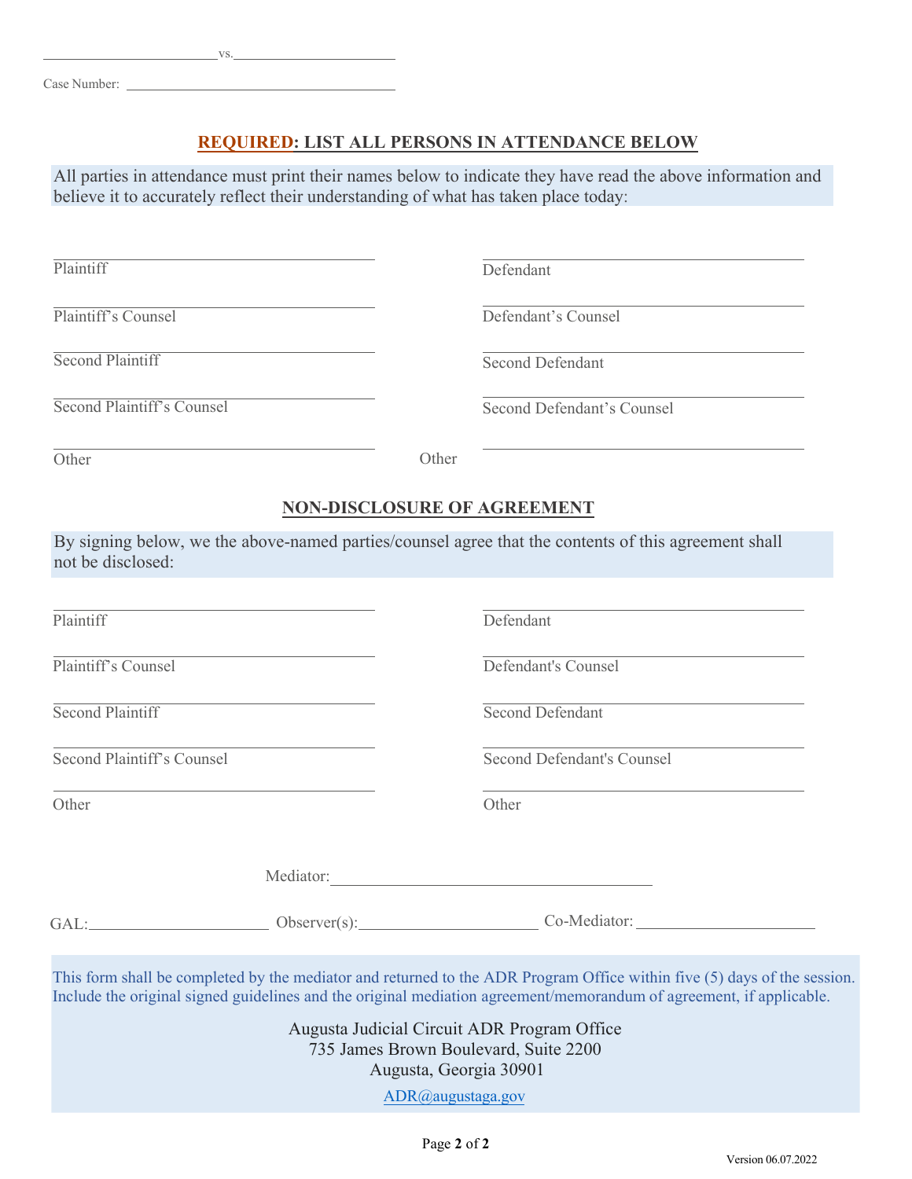\_\_\_\_\_\_\_\_\_\_\_\_\_\_\_\_\_\_\_\_\_\_\_\_ vs. \_\_\_\_\_\_\_\_\_\_\_\_\_\_\_\_\_\_\_\_\_\_\_\_

Case Number: \_\_\_\_\_\_\_\_\_\_\_\_\_\_\_\_\_\_\_\_\_\_\_\_\_\_\_\_\_\_\_\_\_\_\_\_\_\_\_\_

## **REQUIRED: LIST ALL PERSONS IN ATTENDANCE BELOW**

All parties in attendance must print their names below to indicate they have read the above information and believe it to accurately reflect their understanding of what has taken place today:

| | |
|---|---|
| \_\_\_\_\_\_\_\_\_\_\_\_\_\_\_\_\_\_\_\_\_\_\_\_\_\_\_\_\_\_<br>Plaintiff | \_\_\_\_\_\_\_\_\_\_\_\_\_\_\_\_\_\_\_\_\_\_\_\_\_\_\_\_\_\_<br>Defendant |
| \_\_\_\_\_\_\_\_\_\_\_\_\_\_\_\_\_\_\_\_\_\_\_\_\_\_\_\_\_\_<br>Plaintiff's Counsel | \_\_\_\_\_\_\_\_\_\_\_\_\_\_\_\_\_\_\_\_\_\_\_\_\_\_\_\_\_\_<br>Defendant's Counsel |
| \_\_\_\_\_\_\_\_\_\_\_\_\_\_\_\_\_\_\_\_\_\_\_\_\_\_\_\_\_\_<br>Second Plaintiff | \_\_\_\_\_\_\_\_\_\_\_\_\_\_\_\_\_\_\_\_\_\_\_\_\_\_\_\_\_\_<br>Second Defendant |
| \_\_\_\_\_\_\_\_\_\_\_\_\_\_\_\_\_\_\_\_\_\_\_\_\_\_\_\_\_\_<br>Second Plaintiff's Counsel | \_\_\_\_\_\_\_\_\_\_\_\_\_\_\_\_\_\_\_\_\_\_\_\_\_\_\_\_\_\_<br>Second Defendant's Counsel |
| \_\_\_\_\_\_\_\_\_\_\_\_\_\_\_\_\_\_\_\_\_\_\_\_\_\_\_\_\_\_<br>Other | Other \_\_\_\_\_\_\_\_\_\_\_\_\_\_\_\_\_\_\_\_\_\_\_\_\_\_\_\_\_\_ |

## **NON-DISCLOSURE OF AGREEMENT**

By signing below, we the above-named parties/counsel agree that the contents of this agreement shall not be disclosed:

| | |
|---|---|
| \_\_\_\_\_\_\_\_\_\_\_\_\_\_\_\_\_\_\_\_\_\_\_\_\_\_\_\_\_\_<br>Plaintiff | \_\_\_\_\_\_\_\_\_\_\_\_\_\_\_\_\_\_\_\_\_\_\_\_\_\_\_\_\_\_<br>Defendant |
| \_\_\_\_\_\_\_\_\_\_\_\_\_\_\_\_\_\_\_\_\_\_\_\_\_\_\_\_\_\_<br>Plaintiff's Counsel | \_\_\_\_\_\_\_\_\_\_\_\_\_\_\_\_\_\_\_\_\_\_\_\_\_\_\_\_\_\_<br>Defendant's Counsel |
| \_\_\_\_\_\_\_\_\_\_\_\_\_\_\_\_\_\_\_\_\_\_\_\_\_\_\_\_\_\_<br>Second Plaintiff | \_\_\_\_\_\_\_\_\_\_\_\_\_\_\_\_\_\_\_\_\_\_\_\_\_\_\_\_\_\_<br>Second Defendant |
| \_\_\_\_\_\_\_\_\_\_\_\_\_\_\_\_\_\_\_\_\_\_\_\_\_\_\_\_\_\_<br>Second Plaintiff's Counsel | \_\_\_\_\_\_\_\_\_\_\_\_\_\_\_\_\_\_\_\_\_\_\_\_\_\_\_\_\_\_<br>Second Defendant's Counsel |
| \_\_\_\_\_\_\_\_\_\_\_\_\_\_\_\_\_\_\_\_\_\_\_\_\_\_\_\_\_\_<br>Other | \_\_\_\_\_\_\_\_\_\_\_\_\_\_\_\_\_\_\_\_\_\_\_\_\_\_\_\_\_\_<br>Other |

Mediator: \_\_\_\_\_\_\_\_\_\_\_\_\_\_\_\_\_\_\_\_\_\_\_\_\_\_\_\_\_\_\_\_\_\_\_\_\_\_

GAL: \_\_\_\_\_\_\_\_\_\_\_\_\_\_\_\_\_\_\_\_\_\_ Observer(s): \_\_\_\_\_\_\_\_\_\_\_\_\_\_\_\_\_\_\_\_\_\_ Co-Mediator: \_\_\_\_\_\_\_\_\_\_\_\_\_\_\_\_\_\_\_\_\_\_

This form shall be completed by the mediator and returned to the ADR Program Office within five (5) days of the session. Include the original signed guidelines and the original mediation agreement/memorandum of agreement, if applicable.

Augusta Judicial Circuit ADR Program Office
735 James Brown Boulevard, Suite 2200
Augusta, Georgia 30901
ADR@augustaga.gov

Version 06.07.2022